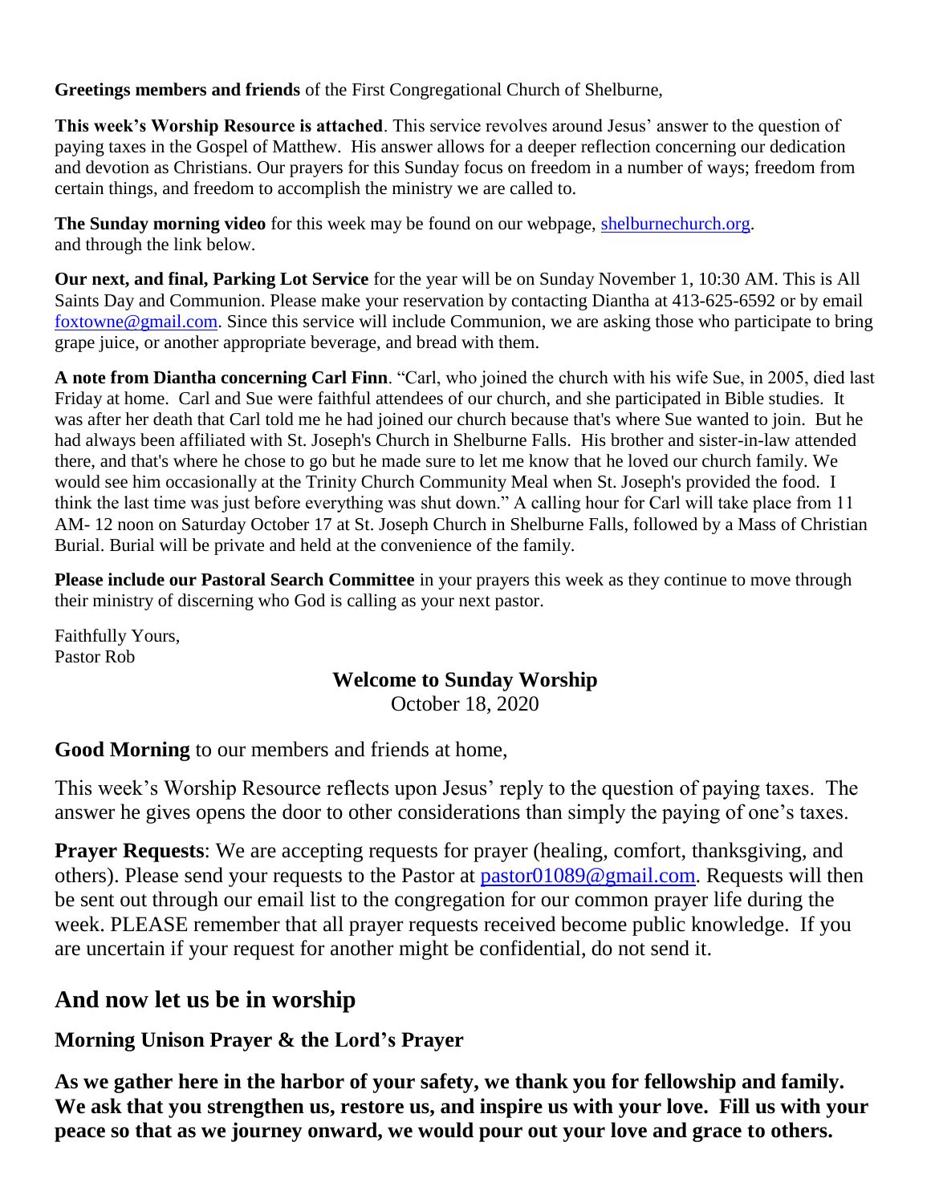**Greetings members and friends** of the First Congregational Church of Shelburne,

**This week's Worship Resource is attached**. This service revolves around Jesus' answer to the question of paying taxes in the Gospel of Matthew. His answer allows for a deeper reflection concerning our dedication and devotion as Christians. Our prayers for this Sunday focus on freedom in a number of ways; freedom from certain things, and freedom to accomplish the ministry we are called to.

**The Sunday morning video** for this week may be found on our webpage, shelburnechurch.org. and through the link below.

**Our next, and final, Parking Lot Service** for the year will be on Sunday November 1, 10:30 AM. This is All Saints Day and Communion. Please make your reservation by contacting Diantha at 413-625-6592 or by email foxtowne@gmail.com. Since this service will include Communion, we are asking those who participate to bring grape juice, or another appropriate beverage, and bread with them.

**A note from Diantha concerning Carl Finn**. "Carl, who joined the church with his wife Sue, in 2005, died last Friday at home. Carl and Sue were faithful attendees of our church, and she participated in Bible studies. It was after her death that Carl told me he had joined our church because that's where Sue wanted to join. But he had always been affiliated with St. Joseph's Church in Shelburne Falls. His brother and sister-in-law attended there, and that's where he chose to go but he made sure to let me know that he loved our church family. We would see him occasionally at the Trinity Church Community Meal when St. Joseph's provided the food. I think the last time was just before everything was shut down." A calling hour for Carl will take place from 11 AM- 12 noon on Saturday October 17 at St. Joseph Church in Shelburne Falls, followed by a Mass of Christian Burial. Burial will be private and held at the convenience of the family.

**Please include our Pastoral Search Committee** in your prayers this week as they continue to move through their ministry of discerning who God is calling as your next pastor.

Faithfully Yours,
Pastor Rob

**Welcome to Sunday Worship**
October 18, 2020

**Good Morning** to our members and friends at home,

This week's Worship Resource reflects upon Jesus' reply to the question of paying taxes. The answer he gives opens the door to other considerations than simply the paying of one's taxes.

**Prayer Requests**: We are accepting requests for prayer (healing, comfort, thanksgiving, and others). Please send your requests to the Pastor at pastor01089@gmail.com. Requests will then be sent out through our email list to the congregation for our common prayer life during the week. PLEASE remember that all prayer requests received become public knowledge. If you are uncertain if your request for another might be confidential, do not send it.

## And now let us be in worship

### Morning Unison Prayer & the Lord's Prayer

**As we gather here in the harbor of your safety, we thank you for fellowship and family. We ask that you strengthen us, restore us, and inspire us with your love. Fill us with your peace so that as we journey onward, we would pour out your love and grace to others.**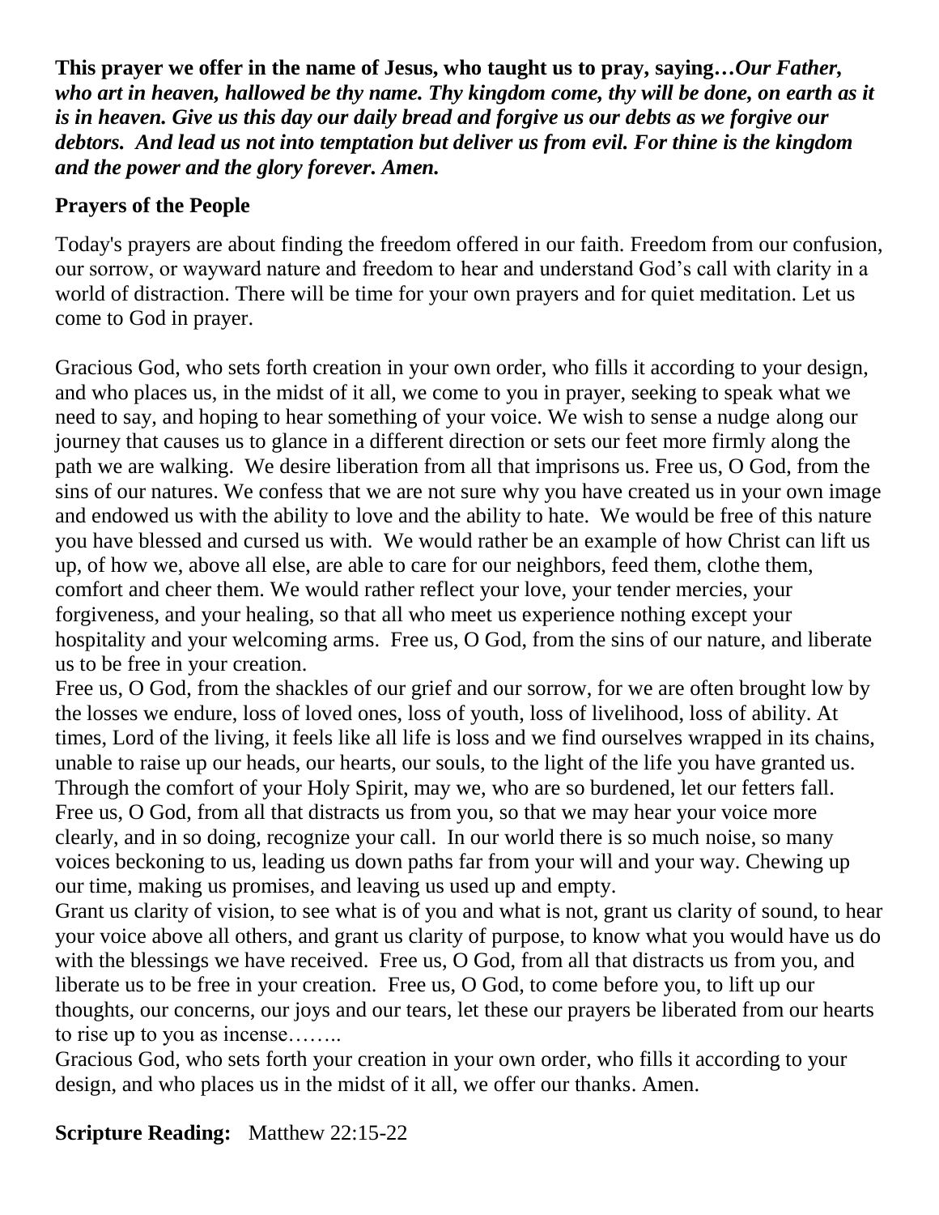**This prayer we offer in the name of Jesus, who taught us to pray, saying…*Our Father, who art in heaven, hallowed be thy name. Thy kingdom come, thy will be done, on earth as it is in heaven. Give us this day our daily bread and forgive us our debts as we forgive our debtors. And lead us not into temptation but deliver us from evil. For thine is the kingdom and the power and the glory forever. Amen.***

**Prayers of the People**

Today's prayers are about finding the freedom offered in our faith. Freedom from our confusion, our sorrow, or wayward nature and freedom to hear and understand God's call with clarity in a world of distraction. There will be time for your own prayers and for quiet meditation. Let us come to God in prayer.

Gracious God, who sets forth creation in your own order, who fills it according to your design, and who places us, in the midst of it all, we come to you in prayer, seeking to speak what we need to say, and hoping to hear something of your voice. We wish to sense a nudge along our journey that causes us to glance in a different direction or sets our feet more firmly along the path we are walking. We desire liberation from all that imprisons us. Free us, O God, from the sins of our natures. We confess that we are not sure why you have created us in your own image and endowed us with the ability to love and the ability to hate. We would be free of this nature you have blessed and cursed us with. We would rather be an example of how Christ can lift us up, of how we, above all else, are able to care for our neighbors, feed them, clothe them, comfort and cheer them. We would rather reflect your love, your tender mercies, your forgiveness, and your healing, so that all who meet us experience nothing except your hospitality and your welcoming arms. Free us, O God, from the sins of our nature, and liberate us to be free in your creation.

Free us, O God, from the shackles of our grief and our sorrow, for we are often brought low by the losses we endure, loss of loved ones, loss of youth, loss of livelihood, loss of ability. At times, Lord of the living, it feels like all life is loss and we find ourselves wrapped in its chains, unable to raise up our heads, our hearts, our souls, to the light of the life you have granted us. Through the comfort of your Holy Spirit, may we, who are so burdened, let our fetters fall.

Free us, O God, from all that distracts us from you, so that we may hear your voice more clearly, and in so doing, recognize your call. In our world there is so much noise, so many voices beckoning to us, leading us down paths far from your will and your way. Chewing up our time, making us promises, and leaving us used up and empty.

Grant us clarity of vision, to see what is of you and what is not, grant us clarity of sound, to hear your voice above all others, and grant us clarity of purpose, to know what you would have us do with the blessings we have received. Free us, O God, from all that distracts us from you, and liberate us to be free in your creation. Free us, O God, to come before you, to lift up our thoughts, our concerns, our joys and our tears, let these our prayers be liberated from our hearts to rise up to you as incense……..

Gracious God, who sets forth your creation in your own order, who fills it according to your design, and who places us in the midst of it all, we offer our thanks. Amen.

**Scripture Reading:** Matthew 22:15-22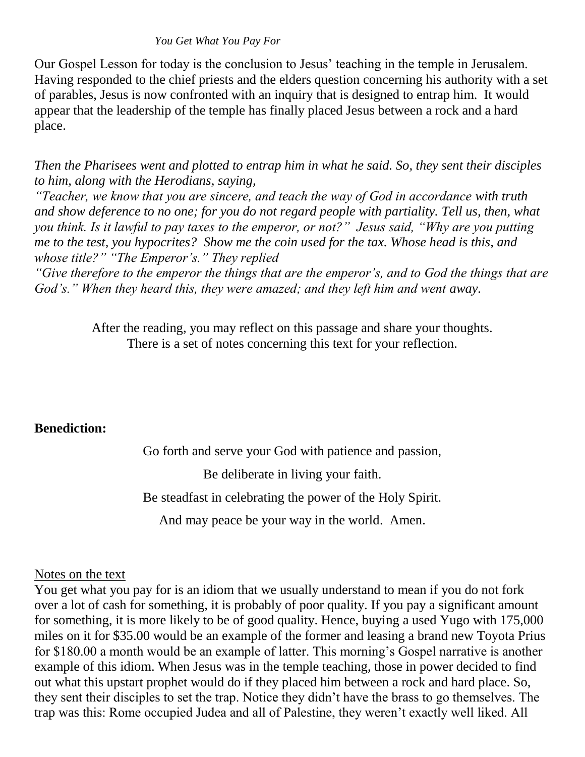*You Get What You Pay For*

Our Gospel Lesson for today is the conclusion to Jesus' teaching in the temple in Jerusalem. Having responded to the chief priests and the elders question concerning his authority with a set of parables, Jesus is now confronted with an inquiry that is designed to entrap him. It would appear that the leadership of the temple has finally placed Jesus between a rock and a hard place.

*Then the Pharisees went and plotted to entrap him in what he said. So, they sent their disciples to him, along with the Herodians, saying,*
*"Teacher, we know that you are sincere, and teach the way of God in accordance with truth and show deference to no one; for you do not regard people with partiality. Tell us, then, what you think. Is it lawful to pay taxes to the emperor, or not?" Jesus said, "Why are you putting me to the test, you hypocrites? Show me the coin used for the tax. Whose head is this, and whose title?" "The Emperor's." They replied*
*"Give therefore to the emperor the things that are the emperor's, and to God the things that are God's." When they heard this, they were amazed; and they left him and went away.*

After the reading, you may reflect on this passage and share your thoughts.
There is a set of notes concerning this text for your reflection.

**Benediction:**

Go forth and serve your God with patience and passion,

Be deliberate in living your faith.

Be steadfast in celebrating the power of the Holy Spirit.

And may peace be your way in the world. Amen.

Notes on the text

You get what you pay for is an idiom that we usually understand to mean if you do not fork over a lot of cash for something, it is probably of poor quality. If you pay a significant amount for something, it is more likely to be of good quality. Hence, buying a used Yugo with 175,000 miles on it for $35.00 would be an example of the former and leasing a brand new Toyota Prius for $180.00 a month would be an example of latter. This morning's Gospel narrative is another example of this idiom. When Jesus was in the temple teaching, those in power decided to find out what this upstart prophet would do if they placed him between a rock and hard place. So, they sent their disciples to set the trap. Notice they didn't have the brass to go themselves. The trap was this: Rome occupied Judea and all of Palestine, they weren't exactly well liked. All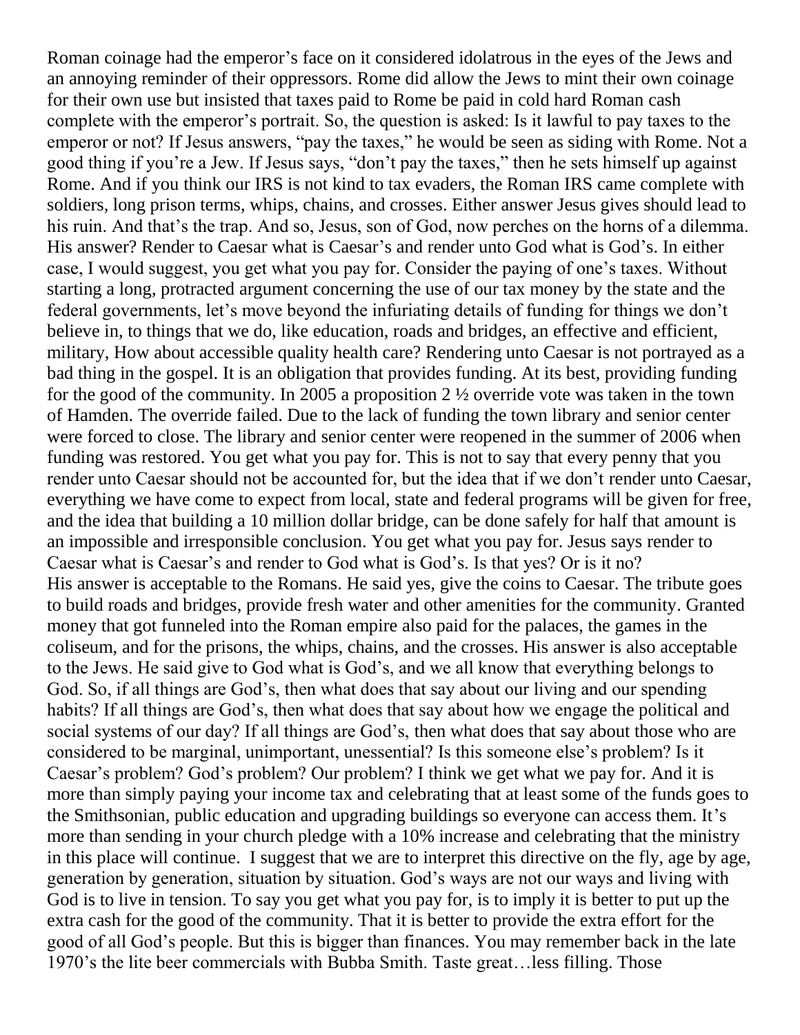Roman coinage had the emperor's face on it considered idolatrous in the eyes of the Jews and an annoying reminder of their oppressors. Rome did allow the Jews to mint their own coinage for their own use but insisted that taxes paid to Rome be paid in cold hard Roman cash complete with the emperor's portrait. So, the question is asked: Is it lawful to pay taxes to the emperor or not? If Jesus answers, "pay the taxes," he would be seen as siding with Rome. Not a good thing if you're a Jew. If Jesus says, "don't pay the taxes," then he sets himself up against Rome. And if you think our IRS is not kind to tax evaders, the Roman IRS came complete with soldiers, long prison terms, whips, chains, and crosses. Either answer Jesus gives should lead to his ruin. And that's the trap. And so, Jesus, son of God, now perches on the horns of a dilemma. His answer? Render to Caesar what is Caesar's and render unto God what is God's. In either case, I would suggest, you get what you pay for. Consider the paying of one's taxes. Without starting a long, protracted argument concerning the use of our tax money by the state and the federal governments, let's move beyond the infuriating details of funding for things we don't believe in, to things that we do, like education, roads and bridges, an effective and efficient, military, How about accessible quality health care? Rendering unto Caesar is not portrayed as a bad thing in the gospel. It is an obligation that provides funding. At its best, providing funding for the good of the community. In 2005 a proposition 2 ½ override vote was taken in the town of Hamden. The override failed. Due to the lack of funding the town library and senior center were forced to close. The library and senior center were reopened in the summer of 2006 when funding was restored. You get what you pay for. This is not to say that every penny that you render unto Caesar should not be accounted for, but the idea that if we don't render unto Caesar, everything we have come to expect from local, state and federal programs will be given for free, and the idea that building a 10 million dollar bridge, can be done safely for half that amount is an impossible and irresponsible conclusion. You get what you pay for. Jesus says render to Caesar what is Caesar's and render to God what is God's. Is that yes? Or is it no?
His answer is acceptable to the Romans. He said yes, give the coins to Caesar. The tribute goes to build roads and bridges, provide fresh water and other amenities for the community. Granted money that got funneled into the Roman empire also paid for the palaces, the games in the coliseum, and for the prisons, the whips, chains, and the crosses. His answer is also acceptable to the Jews. He said give to God what is God's, and we all know that everything belongs to God. So, if all things are God's, then what does that say about our living and our spending habits? If all things are God's, then what does that say about how we engage the political and social systems of our day? If all things are God's, then what does that say about those who are considered to be marginal, unimportant, unessential? Is this someone else's problem? Is it Caesar's problem? God's problem? Our problem? I think we get what we pay for. And it is more than simply paying your income tax and celebrating that at least some of the funds goes to the Smithsonian, public education and upgrading buildings so everyone can access them. It's more than sending in your church pledge with a 10% increase and celebrating that the ministry in this place will continue. I suggest that we are to interpret this directive on the fly, age by age, generation by generation, situation by situation. God's ways are not our ways and living with God is to live in tension. To say you get what you pay for, is to imply it is better to put up the extra cash for the good of the community. That it is better to provide the extra effort for the good of all God's people. But this is bigger than finances. You may remember back in the late 1970's the lite beer commercials with Bubba Smith. Taste great…less filling. Those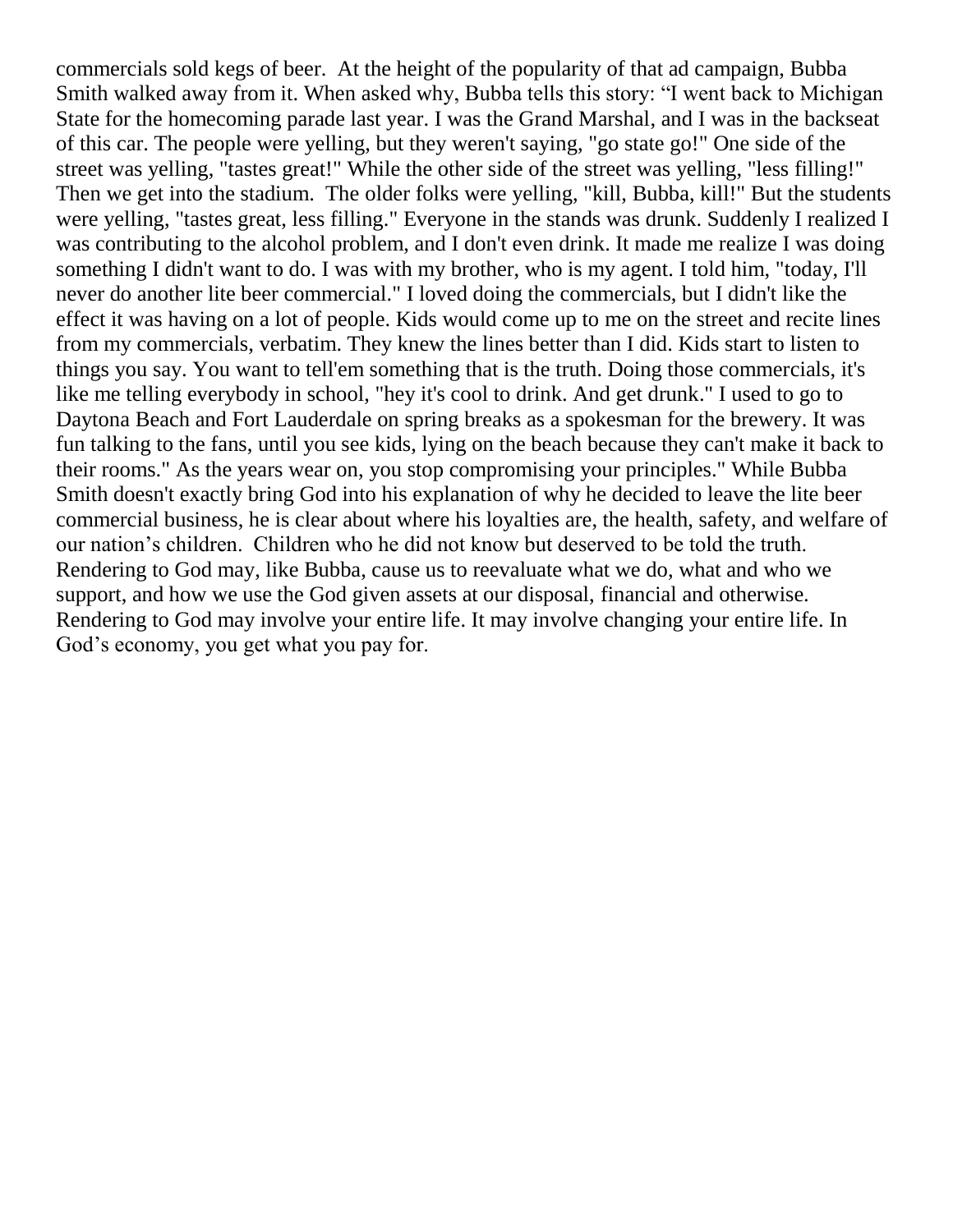commercials sold kegs of beer. At the height of the popularity of that ad campaign, Bubba Smith walked away from it. When asked why, Bubba tells this story: "I went back to Michigan State for the homecoming parade last year. I was the Grand Marshal, and I was in the backseat of this car. The people were yelling, but they weren't saying, "go state go!" One side of the street was yelling, "tastes great!" While the other side of the street was yelling, "less filling!" Then we get into the stadium. The older folks were yelling, "kill, Bubba, kill!" But the students were yelling, "tastes great, less filling." Everyone in the stands was drunk. Suddenly I realized I was contributing to the alcohol problem, and I don't even drink. It made me realize I was doing something I didn't want to do. I was with my brother, who is my agent. I told him, "today, I'll never do another lite beer commercial." I loved doing the commercials, but I didn't like the effect it was having on a lot of people. Kids would come up to me on the street and recite lines from my commercials, verbatim. They knew the lines better than I did. Kids start to listen to things you say. You want to tell'em something that is the truth. Doing those commercials, it's like me telling everybody in school, "hey it's cool to drink. And get drunk." I used to go to Daytona Beach and Fort Lauderdale on spring breaks as a spokesman for the brewery. It was fun talking to the fans, until you see kids, lying on the beach because they can't make it back to their rooms." As the years wear on, you stop compromising your principles." While Bubba Smith doesn't exactly bring God into his explanation of why he decided to leave the lite beer commercial business, he is clear about where his loyalties are, the health, safety, and welfare of our nation's children. Children who he did not know but deserved to be told the truth. Rendering to God may, like Bubba, cause us to reevaluate what we do, what and who we support, and how we use the God given assets at our disposal, financial and otherwise. Rendering to God may involve your entire life. It may involve changing your entire life. In God's economy, you get what you pay for.